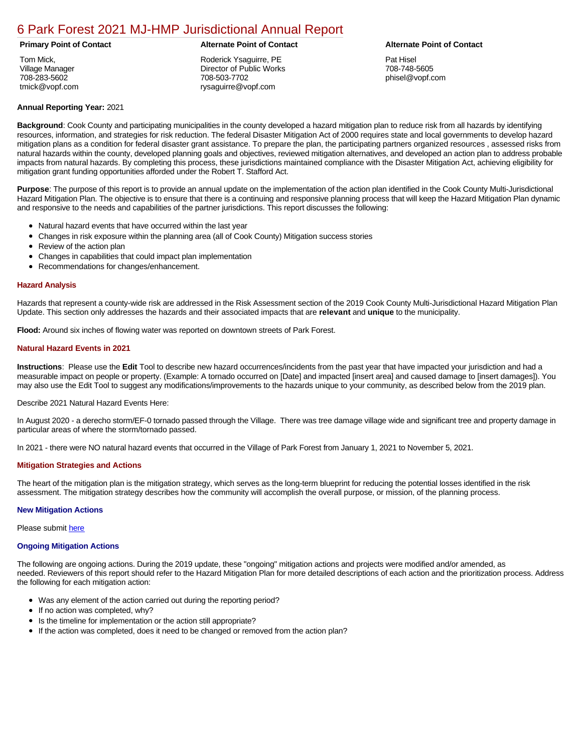# 6 Park Forest 2021 MJ-HMP Jurisdictional Annual Report

**Primary Point of Contact**

Tom Mick,
Village Manager
708-283-5602
tmick@vopf.com

**Alternate Point of Contact**

Roderick Ysaguirre, PE
Director of Public Works
708-503-7702
rysaguirre@vopf.com

**Alternate Point of Contact**

Pat Hisel
708-748-5605
phisel@vopf.com

**Annual Reporting Year:** 2021

**Background**: Cook County and participating municipalities in the county developed a hazard mitigation plan to reduce risk from all hazards by identifying resources, information, and strategies for risk reduction. The federal Disaster Mitigation Act of 2000 requires state and local governments to develop hazard mitigation plans as a condition for federal disaster grant assistance. To prepare the plan, the participating partners organized resources , assessed risks from natural hazards within the county, developed planning goals and objectives, reviewed mitigation alternatives, and developed an action plan to address probable impacts from natural hazards. By completing this process, these jurisdictions maintained compliance with the Disaster Mitigation Act, achieving eligibility for mitigation grant funding opportunities afforded under the Robert T. Stafford Act.

**Purpose**: The purpose of this report is to provide an annual update on the implementation of the action plan identified in the Cook County Multi-Jurisdictional Hazard Mitigation Plan. The objective is to ensure that there is a continuing and responsive planning process that will keep the Hazard Mitigation Plan dynamic and responsive to the needs and capabilities of the partner jurisdictions. This report discusses the following:

- Natural hazard events that have occurred within the last year
- Changes in risk exposure within the planning area (all of Cook County) Mitigation success stories
- Review of the action plan
- Changes in capabilities that could impact plan implementation
- Recommendations for changes/enhancement.

### Hazard Analysis

Hazards that represent a county-wide risk are addressed in the Risk Assessment section of the 2019 Cook County Multi-Jurisdictional Hazard Mitigation Plan Update. This section only addresses the hazards and their associated impacts that are **relevant** and **unique** to the municipality.

**Flood:** Around six inches of flowing water was reported on downtown streets of Park Forest.

### Natural Hazard Events in 2021

**Instructions**: Please use the **Edit** Tool to describe new hazard occurrences/incidents from the past year that have impacted your jurisdiction and had a measurable impact on people or property. (Example: A tornado occurred on [Date] and impacted [insert area] and caused damage to [insert damages]). You may also use the Edit Tool to suggest any modifications/improvements to the hazards unique to your community, as described below from the 2019 plan.

Describe 2021 Natural Hazard Events Here:

In August 2020 - a derecho storm/EF-0 tornado passed through the Village. There was tree damage village wide and significant tree and property damage in particular areas of where the storm/tornado passed.

In 2021 - there were NO natural hazard events that occurred in the Village of Park Forest from January 1, 2021 to November 5, 2021.

### Mitigation Strategies and Actions

The heart of the mitigation plan is the mitigation strategy, which serves as the long-term blueprint for reducing the potential losses identified in the risk assessment. The mitigation strategy describes how the community will accomplish the overall purpose, or mission, of the planning process.

#### New Mitigation Actions

Please submit here

#### Ongoing Mitigation Actions

The following are ongoing actions. During the 2019 update, these "ongoing" mitigation actions and projects were modified and/or amended, as needed. Reviewers of this report should refer to the Hazard Mitigation Plan for more detailed descriptions of each action and the prioritization process. Address the following for each mitigation action:

- Was any element of the action carried out during the reporting period?
- If no action was completed, why?
- Is the timeline for implementation or the action still appropriate?
- If the action was completed, does it need to be changed or removed from the action plan?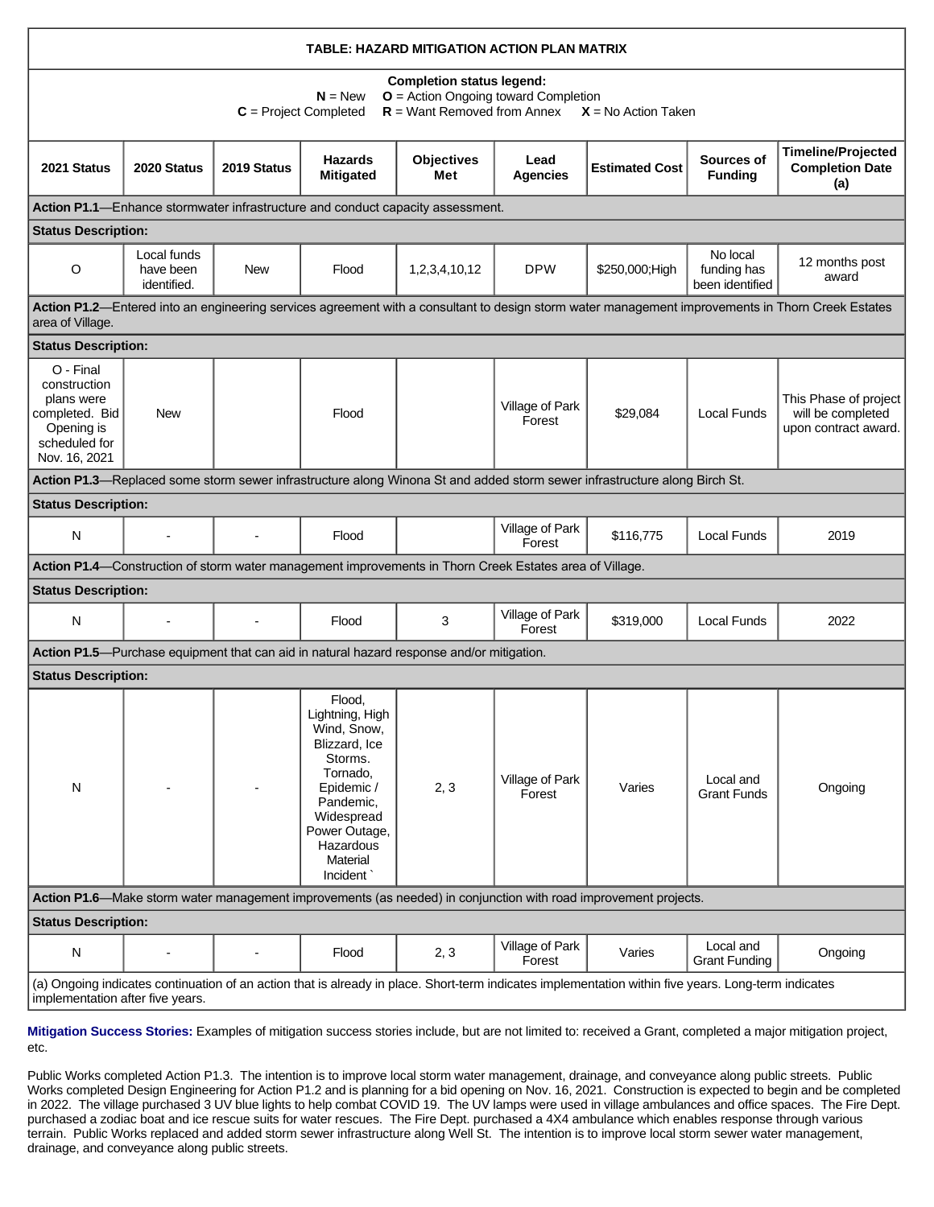**TABLE: HAZARD MITIGATION ACTION PLAN MATRIX**

**Completion status legend:**
**N** = New **O** = Action Ongoing toward Completion
**C** = Project Completed **R** = Want Removed from Annex **X** = No Action Taken

| 2021 Status | 2020 Status | 2019 Status | Hazards Mitigated | Objectives Met | Lead Agencies | Estimated Cost | Sources of Funding | Timeline/Projected Completion Date (a) |
|---|---|---|---|---|---|---|---|---|
| **Action P1.1**—Enhance stormwater infrastructure and conduct capacity assessment. | | | | | | | | |
| **Status Description:** | | | | | | | | |
| O | Local funds have been identified. | New | Flood | 1,2,3,4,10,12 | DPW | $250,000;High | No local funding has been identified | 12 months post award |
| **Action P1.2**—Entered into an engineering services agreement with a consultant to design storm water management improvements in Thorn Creek Estates area of Village. | | | | | | | | |
| **Status Description:** | | | | | | | | |
| O - Final construction plans were completed. Bid Opening is scheduled for Nov. 16, 2021 | New | | Flood | | Village of Park Forest | $29,084 | Local Funds | This Phase of project will be completed upon contract award. |
| **Action P1.3**—Replaced some storm sewer infrastructure along Winona St and added storm sewer infrastructure along Birch St. | | | | | | | | |
| **Status Description:** | | | | | | | | |
| N | - | - | Flood | | Village of Park Forest | $116,775 | Local Funds | 2019 |
| **Action P1.4**—Construction of storm water management improvements in Thorn Creek Estates area of Village. | | | | | | | | |
| **Status Description:** | | | | | | | | |
| N | - | - | Flood | 3 | Village of Park Forest | $319,000 | Local Funds | 2022 |
| **Action P1.5**—Purchase equipment that can aid in natural hazard response and/or mitigation. | | | | | | | | |
| **Status Description:** | | | | | | | | |
| N | - | - | Flood, Lightning, High Wind, Snow, Blizzard, Ice Storms. Tornado, Epidemic / Pandemic, Widespread Power Outage, Hazardous Material Incident ` | 2, 3 | Village of Park Forest | Varies | Local and Grant Funds | Ongoing |
| **Action P1.6**—Make storm water management improvements (as needed) in conjunction with road improvement projects. | | | | | | | | |
| **Status Description:** | | | | | | | | |
| N | - | - | Flood | 2, 3 | Village of Park Forest | Varies | Local and Grant Funding | Ongoing |

(a) Ongoing indicates continuation of an action that is already in place. Short-term indicates implementation within five years. Long-term indicates implementation after five years.

**Mitigation Success Stories:** Examples of mitigation success stories include, but are not limited to: received a Grant, completed a major mitigation project, etc.

Public Works completed Action P1.3. The intention is to improve local storm water management, drainage, and conveyance along public streets. Public Works completed Design Engineering for Action P1.2 and is planning for a bid opening on Nov. 16, 2021. Construction is expected to begin and be completed in 2022. The village purchased 3 UV blue lights to help combat COVID 19. The UV lamps were used in village ambulances and office spaces. The Fire Dept. purchased a zodiac boat and ice rescue suits for water rescues. The Fire Dept. purchased a 4X4 ambulance which enables response through various terrain. Public Works replaced and added storm sewer infrastructure along Well St. The intention is to improve local storm sewer water management, drainage, and conveyance along public streets.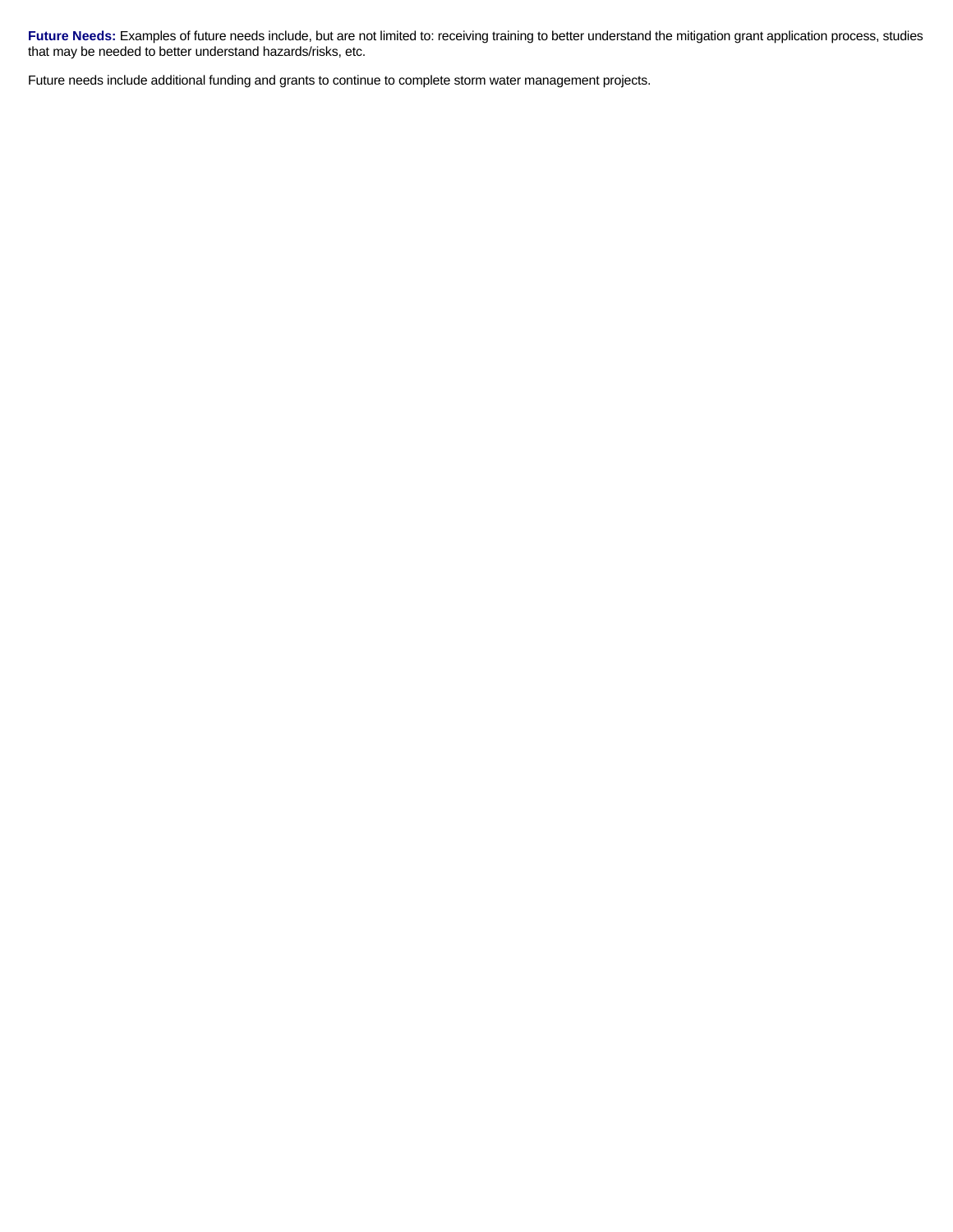**Future Needs:** Examples of future needs include, but are not limited to: receiving training to better understand the mitigation grant application process, studies that may be needed to better understand hazards/risks, etc.

Future needs include additional funding and grants to continue to complete storm water management projects.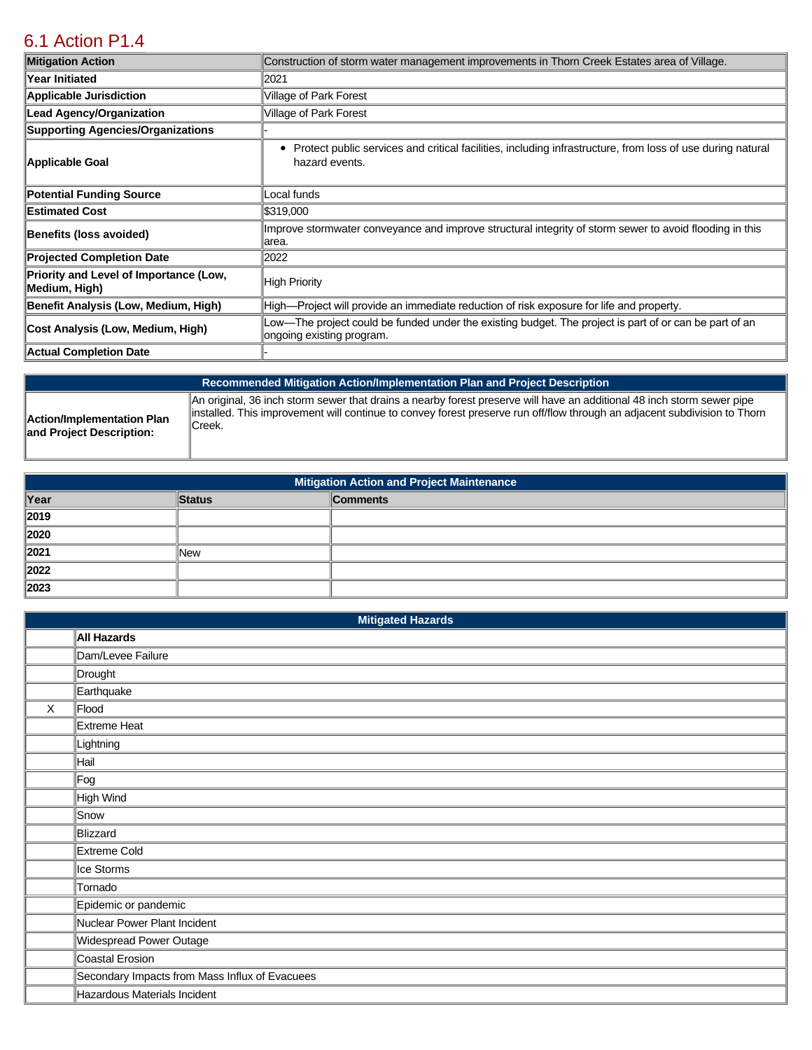## 6.1 Action P1.4

| Mitigation Action | Construction of storm water management improvements in Thorn Creek Estates area of Village. |
|---|---|
| Year Initiated | 2021 |
| Applicable Jurisdiction | Village of Park Forest |
| Lead Agency/Organization | Village of Park Forest |
| Supporting Agencies/Organizations | - |
| Applicable Goal | • Protect public services and critical facilities, including infrastructure, from loss of use during natural hazard events. |
| Potential Funding Source | Local funds |
| Estimated Cost | $319,000 |
| Benefits (loss avoided) | Improve stormwater conveyance and improve structural integrity of storm sewer to avoid flooding in this area. |
| Projected Completion Date | 2022 |
| Priority and Level of Importance (Low, Medium, High) | High Priority |
| Benefit Analysis (Low, Medium, High) | High—Project will provide an immediate reduction of risk exposure for life and property. |
| Cost Analysis (Low, Medium, High) | Low—The project could be funded under the existing budget. The project is part of or can be part of an ongoing existing program. |
| Actual Completion Date | - |

| Recommended Mitigation Action/Implementation Plan and Project Description | |
|---|---|
| Action/Implementation Plan and Project Description: | An original, 36 inch storm sewer that drains a nearby forest preserve will have an additional 48 inch storm sewer pipe installed. This improvement will continue to convey forest preserve run off/flow through an adjacent subdivision to Thorn Creek. |

**Mitigation Action and Project Maintenance**

| Year | Status | Comments |
|---|---|---|
| 2019 | | |
| 2020 | | |
| 2021 | New | |
| 2022 | | |
| 2023 | | |

**Mitigated Hazards**

| | |
|---|---|
| | **All Hazards** |
| | Dam/Levee Failure |
| | Drought |
| | Earthquake |
| X | Flood |
| | Extreme Heat |
| | Lightning |
| | Hail |
| | Fog |
| | High Wind |
| | Snow |
| | Blizzard |
| | Extreme Cold |
| | Ice Storms |
| | Tornado |
| | Epidemic or pandemic |
| | Nuclear Power Plant Incident |
| | Widespread Power Outage |
| | Coastal Erosion |
| | Secondary Impacts from Mass Influx of Evacuees |
| | Hazardous Materials Incident |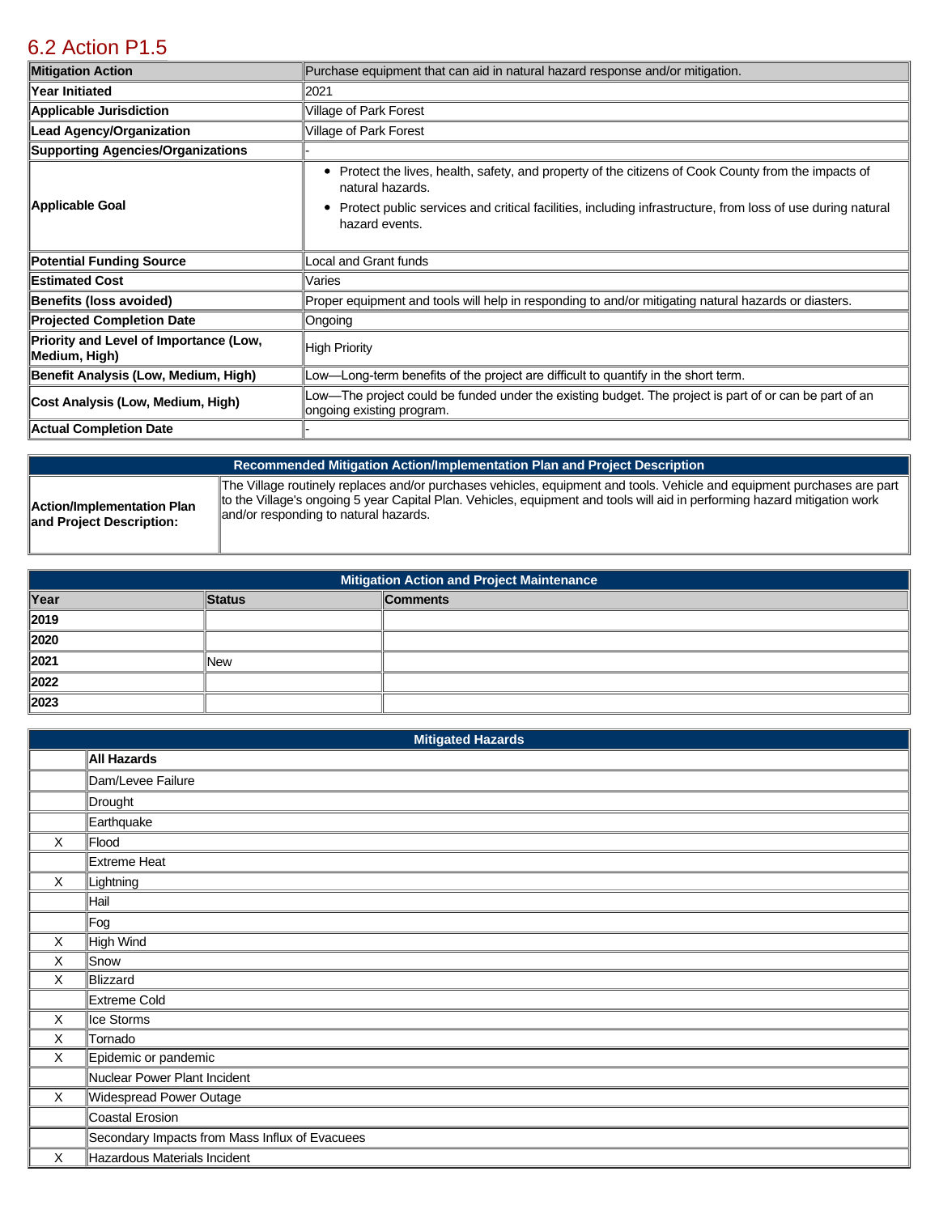## 6.2 Action P1.5

| Mitigation Action | Purchase equipment that can aid in natural hazard response and/or mitigation. |
|---|---|
| Year Initiated | 2021 |
| Applicable Jurisdiction | Village of Park Forest |
| Lead Agency/Organization | Village of Park Forest |
| Supporting Agencies/Organizations | - |
| Applicable Goal | • Protect the lives, health, safety, and property of the citizens of Cook County from the impacts of natural hazards.<br>• Protect public services and critical facilities, including infrastructure, from loss of use during natural hazard events. |
| Potential Funding Source | Local and Grant funds |
| Estimated Cost | Varies |
| Benefits (loss avoided) | Proper equipment and tools will help in responding to and/or mitigating natural hazards or diasters. |
| Projected Completion Date | Ongoing |
| Priority and Level of Importance (Low, Medium, High) | High Priority |
| Benefit Analysis (Low, Medium, High) | Low—Long-term benefits of the project are difficult to quantify in the short term. |
| Cost Analysis (Low, Medium, High) | Low—The project could be funded under the existing budget. The project is part of or can be part of an ongoing existing program. |
| Actual Completion Date | - |

| Recommended Mitigation Action/Implementation Plan and Project Description | |
|---|---|
| Action/Implementation Plan and Project Description: | The Village routinely replaces and/or purchases vehicles, equipment and tools. Vehicle and equipment purchases are part to the Village's ongoing 5 year Capital Plan. Vehicles, equipment and tools will aid in performing hazard mitigation work and/or responding to natural hazards. |

| Mitigation Action and Project Maintenance | | |
|---|---|---|
| **Year** | **Status** | **Comments** |
| **2019** | | |
| **2020** | | |
| **2021** | New | |
| **2022** | | |
| **2023** | | |

| Mitigated Hazards | |
|---|---|
| | **All Hazards** |
| | Dam/Levee Failure |
| | Drought |
| | Earthquake |
| X | Flood |
| | Extreme Heat |
| X | Lightning |
| | Hail |
| | Fog |
| X | High Wind |
| X | Snow |
| X | Blizzard |
| | Extreme Cold |
| X | Ice Storms |
| X | Tornado |
| X | Epidemic or pandemic |
| | Nuclear Power Plant Incident |
| X | Widespread Power Outage |
| | Coastal Erosion |
| | Secondary Impacts from Mass Influx of Evacuees |
| X | Hazardous Materials Incident |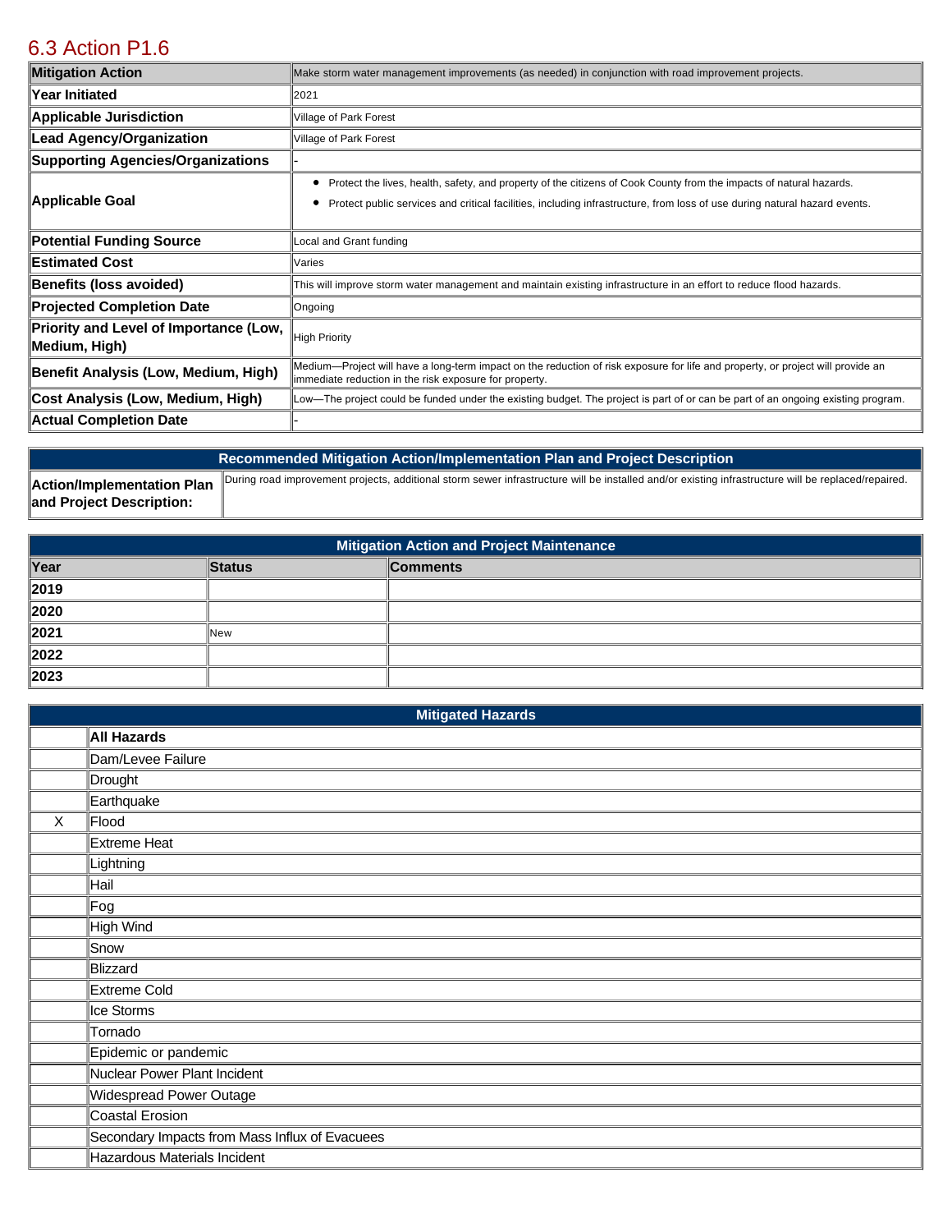## 6.3 Action P1.6

| | |
|---|---|
| **Mitigation Action** | Make storm water management improvements (as needed) in conjunction with road improvement projects. |
| **Year Initiated** | 2021 |
| **Applicable Jurisdiction** | Village of Park Forest |
| **Lead Agency/Organization** | Village of Park Forest |
| **Supporting Agencies/Organizations** | - |
| **Applicable Goal** | • Protect the lives, health, safety, and property of the citizens of Cook County from the impacts of natural hazards.<br>• Protect public services and critical facilities, including infrastructure, from loss of use during natural hazard events. |
| **Potential Funding Source** | Local and Grant funding |
| **Estimated Cost** | Varies |
| **Benefits (loss avoided)** | This will improve storm water management and maintain existing infrastructure in an effort to reduce flood hazards. |
| **Projected Completion Date** | Ongoing |
| **Priority and Level of Importance (Low, Medium, High)** | High Priority |
| **Benefit Analysis (Low, Medium, High)** | Medium—Project will have a long-term impact on the reduction of risk exposure for life and property, or project will provide an immediate reduction in the risk exposure for property. |
| **Cost Analysis (Low, Medium, High)** | Low—The project could be funded under the existing budget. The project is part of or can be part of an ongoing existing program. |
| **Actual Completion Date** | - |

| Recommended Mitigation Action/Implementation Plan and Project Description | |
|---|---|
| **Action/Implementation Plan and Project Description:** | During road improvement projects, additional storm sewer infrastructure will be installed and/or existing infrastructure will be replaced/repaired. |

**Mitigation Action and Project Maintenance**

| Year | Status | Comments |
|---|---|---|
| 2019 | | |
| 2020 | | |
| 2021 | New | |
| 2022 | | |
| 2023 | | |

**Mitigated Hazards**

| | |
|---|---|
| | **All Hazards** |
| | Dam/Levee Failure |
| | Drought |
| | Earthquake |
| X | Flood |
| | Extreme Heat |
| | Lightning |
| | Hail |
| | Fog |
| | High Wind |
| | Snow |
| | Blizzard |
| | Extreme Cold |
| | Ice Storms |
| | Tornado |
| | Epidemic or pandemic |
| | Nuclear Power Plant Incident |
| | Widespread Power Outage |
| | Coastal Erosion |
| | Secondary Impacts from Mass Influx of Evacuees |
| | Hazardous Materials Incident |